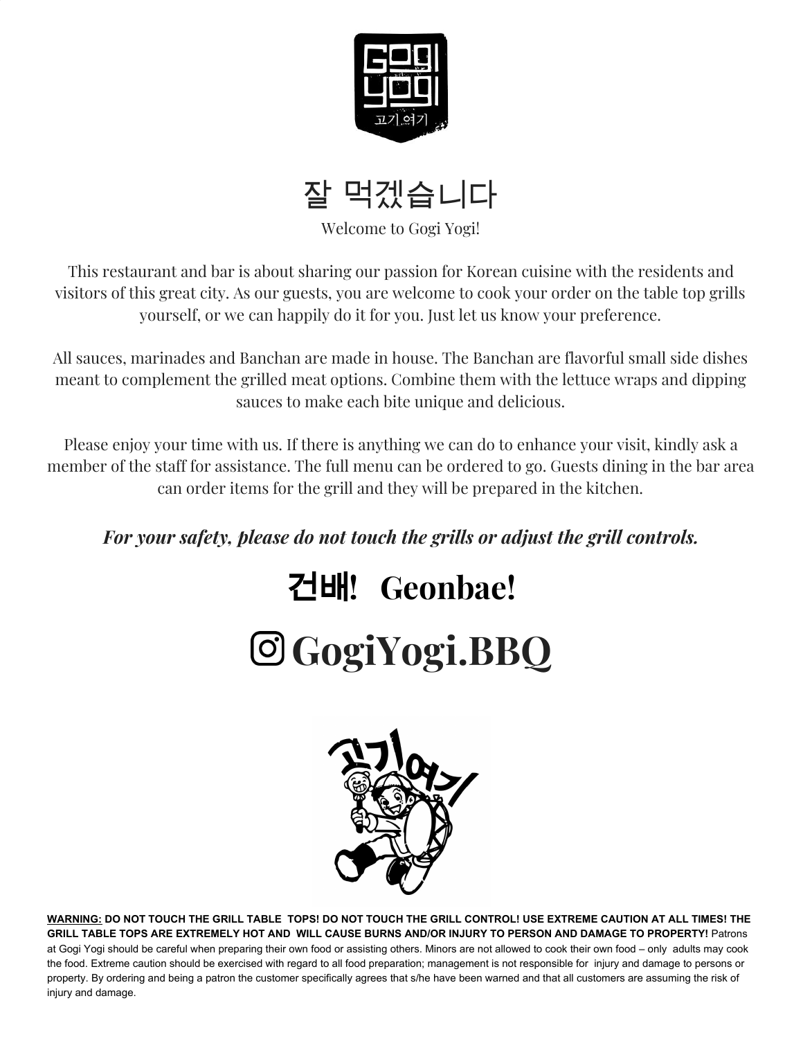# 잘 먹겠습니다

Welcome to Gogi Yogi!

This restaurant and bar is about sharing our passion for Korean cuisine with the residents and visitors of this great city. As our guests, you are welcome to cook your order on the table top grills yourself, or we can happily do it for you. Just let us know your preference.

All sauces, marinades and Banchan are made in house. The Banchan are flavorful small side dishes meant to complement the grilled meat options. Combine them with the lettuce wraps and dipping sauces to make each bite unique and delicious.

Please enjoy your time with us. If there is anything we can do to enhance your visit, kindly ask a member of the staff for assistance. The full menu can be ordered to go. Guests dining in the bar area can order items for the grill and they will be prepared in the kitchen.

***For your safety, please do not touch the grills or adjust the grill controls.***

## 건배! Geonbae!

# GogiYogi.BBQ

**WARNING: DO NOT TOUCH THE GRILL TABLE TOPS! DO NOT TOUCH THE GRILL CONTROL! USE EXTREME CAUTION AT ALL TIMES! THE GRILL TABLE TOPS ARE EXTREMELY HOT AND WILL CAUSE BURNS AND/OR INJURY TO PERSON AND DAMAGE TO PROPERTY!** Patrons at Gogi Yogi should be careful when preparing their own food or assisting others. Minors are not allowed to cook their own food – only adults may cook the food. Extreme caution should be exercised with regard to all food preparation; management is not responsible for injury and damage to persons or property. By ordering and being a patron the customer specifically agrees that s/he have been warned and that all customers are assuming the risk of injury and damage.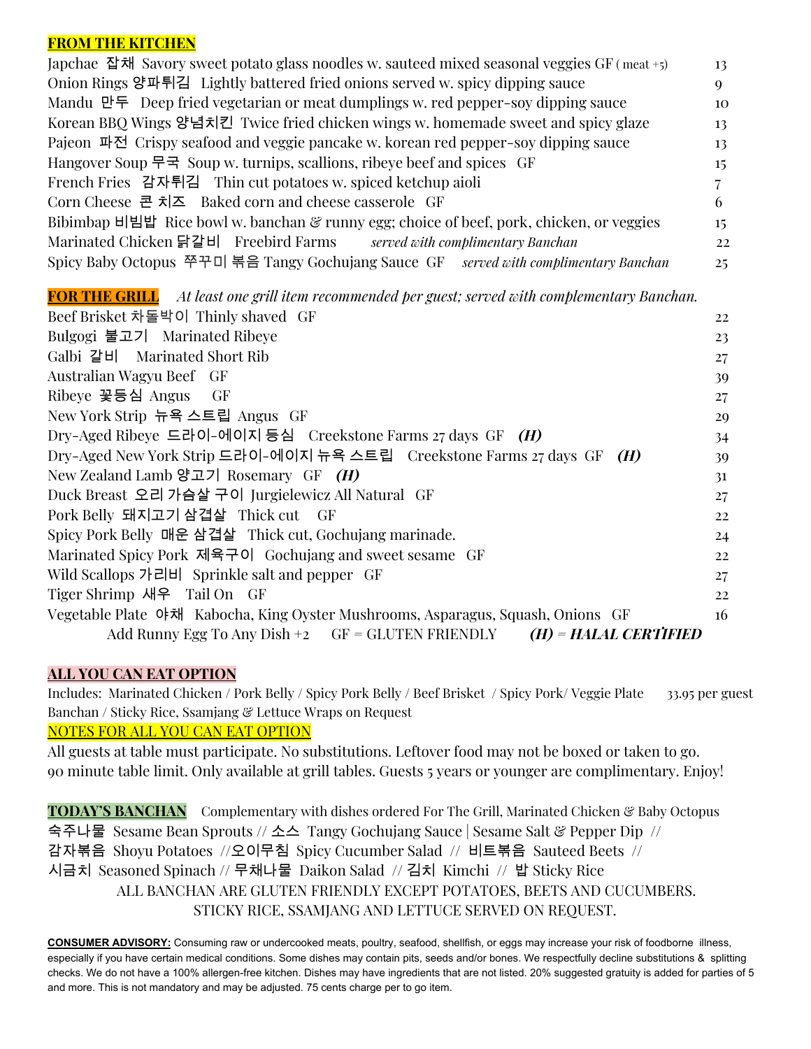## FROM THE KITCHEN

| Item | Price |
|---|---|
| Japchae 잡채 Savory sweet potato glass noodles w. sauteed mixed seasonal veggies GF ( meat +5) | 13 |
| Onion Rings 양파튀김 Lightly battered fried onions served w. spicy dipping sauce | 9 |
| Mandu 만두 Deep fried vegetarian or meat dumplings w. red pepper-soy dipping sauce | 10 |
| Korean BBQ Wings 양념치킨 Twice fried chicken wings w. homemade sweet and spicy glaze | 13 |
| Pajeon 파전 Crispy seafood and veggie pancake w. korean red pepper-soy dipping sauce | 13 |
| Hangover Soup 무국 Soup w. turnips, scallions, ribeye beef and spices GF | 15 |
| French Fries 감자튀김 Thin cut potatoes w. spiced ketchup aioli | 7 |
| Corn Cheese 콘 치즈 Baked corn and cheese casserole GF | 6 |
| Bibimbap 비빔밥 Rice bowl w. banchan & runny egg; choice of beef, pork, chicken, or veggies | 15 |
| Marinated Chicken 닭갈비 Freebird Farms *served with complimentary Banchan* | 22 |
| Spicy Baby Octopus 쭈꾸미 볶음 Tangy Gochujang Sauce GF *served with complimentary Banchan* | 25 |

## FOR THE GRILL

*At least one grill item recommended per guest; served with complementary Banchan.*

| Item | Price |
|---|---|
| Beef Brisket 차돌박이 Thinly shaved GF | 22 |
| Bulgogi 불고기 Marinated Ribeye | 23 |
| Galbi 갈비 Marinated Short Rib | 27 |
| Australian Wagyu Beef GF | 39 |
| Ribeye 꽃등심 Angus GF | 27 |
| New York Strip 뉴욕 스트립 Angus GF | 29 |
| Dry-Aged Ribeye 드라이-에이지 등심 Creekstone Farms 27 days GF ***(H)*** | 34 |
| Dry-Aged New York Strip 드라이-에이지 뉴욕 스트립 Creekstone Farms 27 days GF ***(H)*** | 39 |
| New Zealand Lamb 양고기 Rosemary GF ***(H)*** | 31 |
| Duck Breast 오리 가슴살 구이 Jurgielewicz All Natural GF | 27 |
| Pork Belly 돼지고기 삼겹살 Thick cut GF | 22 |
| Spicy Pork Belly 매운 삼겹살 Thick cut, Gochujang marinade. | 24 |
| Marinated Spicy Pork 제육구이 Gochujang and sweet sesame GF | 22 |
| Wild Scallops 가리비 Sprinkle salt and pepper GF | 27 |
| Tiger Shrimp 새우 Tail On GF | 22 |
| Vegetable Plate 야채 Kabocha, King Oyster Mushrooms, Asparagus, Squash, Onions GF | 16 |

Add Runny Egg To Any Dish +2 GF = GLUTEN FRIENDLY ***(H) = HALAL CERTIFIED***

## ALL YOU CAN EAT OPTION

Includes: Marinated Chicken / Pork Belly / Spicy Pork Belly / Beef Brisket / Spicy Pork/ Veggie Plate 33.95 per guest

Banchan / Sticky Rice, Ssamjang & Lettuce Wraps on Request

### NOTES FOR ALL YOU CAN EAT OPTION

All guests at table must participate. No substitutions. Leftover food may not be boxed or taken to go. 90 minute table limit. Only available at grill tables. Guests 5 years or younger are complimentary. Enjoy!

## TODAY'S BANCHAN

Complementary with dishes ordered For The Grill, Marinated Chicken & Baby Octopus

숙주나물 Sesame Bean Sprouts // 소스 Tangy Gochujang Sauce | Sesame Salt & Pepper Dip // 감자볶음 Shoyu Potatoes //오이무침 Spicy Cucumber Salad // 비트볶음 Sauteed Beets // 시금치 Seasoned Spinach // 무채나물 Daikon Salad // 김치 Kimchi // 밥 Sticky Rice

ALL BANCHAN ARE GLUTEN FRIENDLY EXCEPT POTATOES, BEETS AND CUCUMBERS.
STICKY RICE, SSAMJANG AND LETTUCE SERVED ON REQUEST.

**CONSUMER ADVISORY:** Consuming raw or undercooked meats, poultry, seafood, shellfish, or eggs may increase your risk of foodborne illness, especially if you have certain medical conditions. Some dishes may contain pits, seeds and/or bones. We respectfully decline substitutions & splitting checks. We do not have a 100% allergen-free kitchen. Dishes may have ingredients that are not listed. 20% suggested gratuity is added for parties of 5 and more. This is not mandatory and may be adjusted. 75 cents charge per to go item.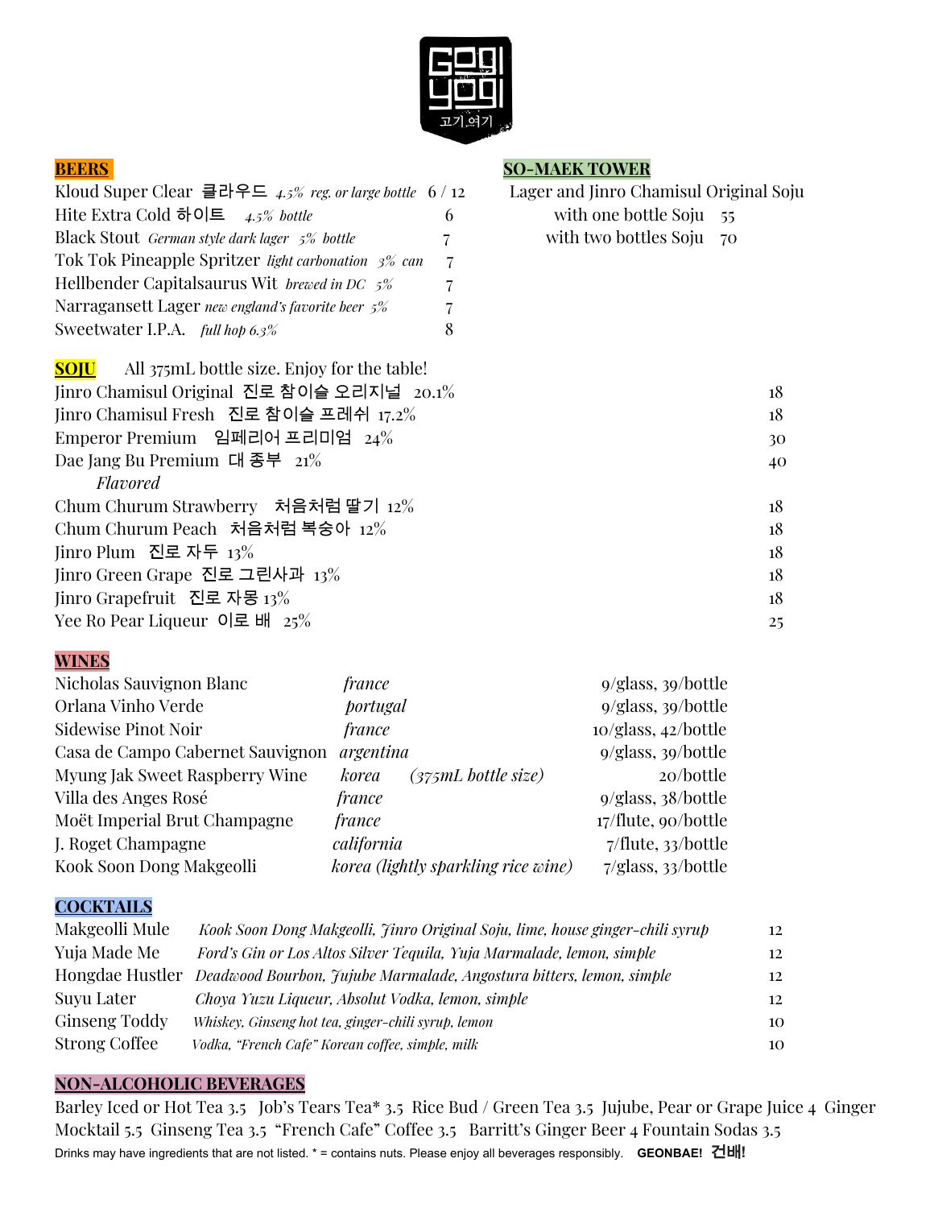## BEERS

| Beer | Price |
| --- | --- |
| Kloud Super Clear 클라우드 *4.5% reg. or large bottle* | 6 / 12 |
| Hite Extra Cold 하이트 *4.5% bottle* | 6 |
| Black Stout *German style dark lager 5% bottle* | 7 |
| Tok Tok Pineapple Spritzer *light carbonation 3% can* | 7 |
| Hellbender Capitalsaurus Wit *brewed in DC 5%* | 7 |
| Narragansett Lager *new england's favorite beer 5%* | 7 |
| Sweetwater I.P.A. *full hop 6.3%* | 8 |

## SO-MAEK TOWER

Lager and Jinro Chamisul Original Soju

| | Price |
| --- | --- |
| with one bottle Soju | 55 |
| with two bottles Soju | 70 |

## SOJU

All 375mL bottle size. Enjoy for the table!

| Soju | Price |
| --- | --- |
| Jinro Chamisul Original 진로 참이슬 오리지널 20.1% | 18 |
| Jinro Chamisul Fresh 진로 참이슬 프레쉬 17.2% | 18 |
| Emperor Premium 임페리어 프리미엄 24% | 30 |
| Dae Jang Bu Premium 대 종부 21% | 40 |
| *Flavored* | |
| Chum Churum Strawberry 처음처럼 딸기 12% | 18 |
| Chum Churum Peach 처음처럼 복숭아 12% | 18 |
| Jinro Plum 진로 자두 13% | 18 |
| Jinro Green Grape 진로 그린사과 13% | 18 |
| Jinro Grapefruit 진로 자몽 13% | 18 |
| Yee Ro Pear Liqueur 이로 배 25% | 25 |

## WINES

| Wine | Origin | Price |
| --- | --- | --- |
| Nicholas Sauvignon Blanc | *france* | 9/glass, 39/bottle |
| Orlana Vinho Verde | *portugal* | 9/glass, 39/bottle |
| Sidewise Pinot Noir | *france* | 10/glass, 42/bottle |
| Casa de Campo Cabernet Sauvignon | *argentina* | 9/glass, 39/bottle |
| Myung Jak Sweet Raspberry Wine | *korea (375mL bottle size)* | 20/bottle |
| Villa des Anges Rosé | *france* | 9/glass, 38/bottle |
| Moët Imperial Brut Champagne | *france* | 17/flute, 90/bottle |
| J. Roget Champagne | *california* | 7/flute, 33/bottle |
| Kook Soon Dong Makgeolli | *korea (lightly sparkling rice wine)* | 7/glass, 33/bottle |

## COCKTAILS

| Cocktail | Ingredients | Price |
| --- | --- | --- |
| Makgeolli Mule | *Kook Soon Dong Makgeolli, Jinro Original Soju, lime, house ginger-chili syrup* | 12 |
| Yuja Made Me | *Ford's Gin or Los Altos Silver Tequila, Yuja Marmalade, lemon, simple* | 12 |
| Hongdae Hustler | *Deadwood Bourbon, Jujube Marmalade, Angostura bitters, lemon, simple* | 12 |
| Suyu Later | *Choya Yuzu Liqueur, Absolut Vodka, lemon, simple* | 12 |
| Ginseng Toddy | *Whiskey, Ginseng hot tea, ginger-chili syrup, lemon* | 10 |
| Strong Coffee | *Vodka, "French Cafe" Korean coffee, simple, milk* | 10 |

## NON-ALCOHOLIC BEVERAGES

Barley Iced or Hot Tea 3.5 Job's Tears Tea* 3.5 Rice Bud / Green Tea 3.5 Jujube, Pear or Grape Juice 4 Ginger Mocktail 5.5 Ginseng Tea 3.5 "French Cafe" Coffee 3.5 Barritt's Ginger Beer 4 Fountain Sodas 3.5

Drinks may have ingredients that are not listed. * = contains nuts. Please enjoy all beverages responsibly. **GEONBAE! 건배!**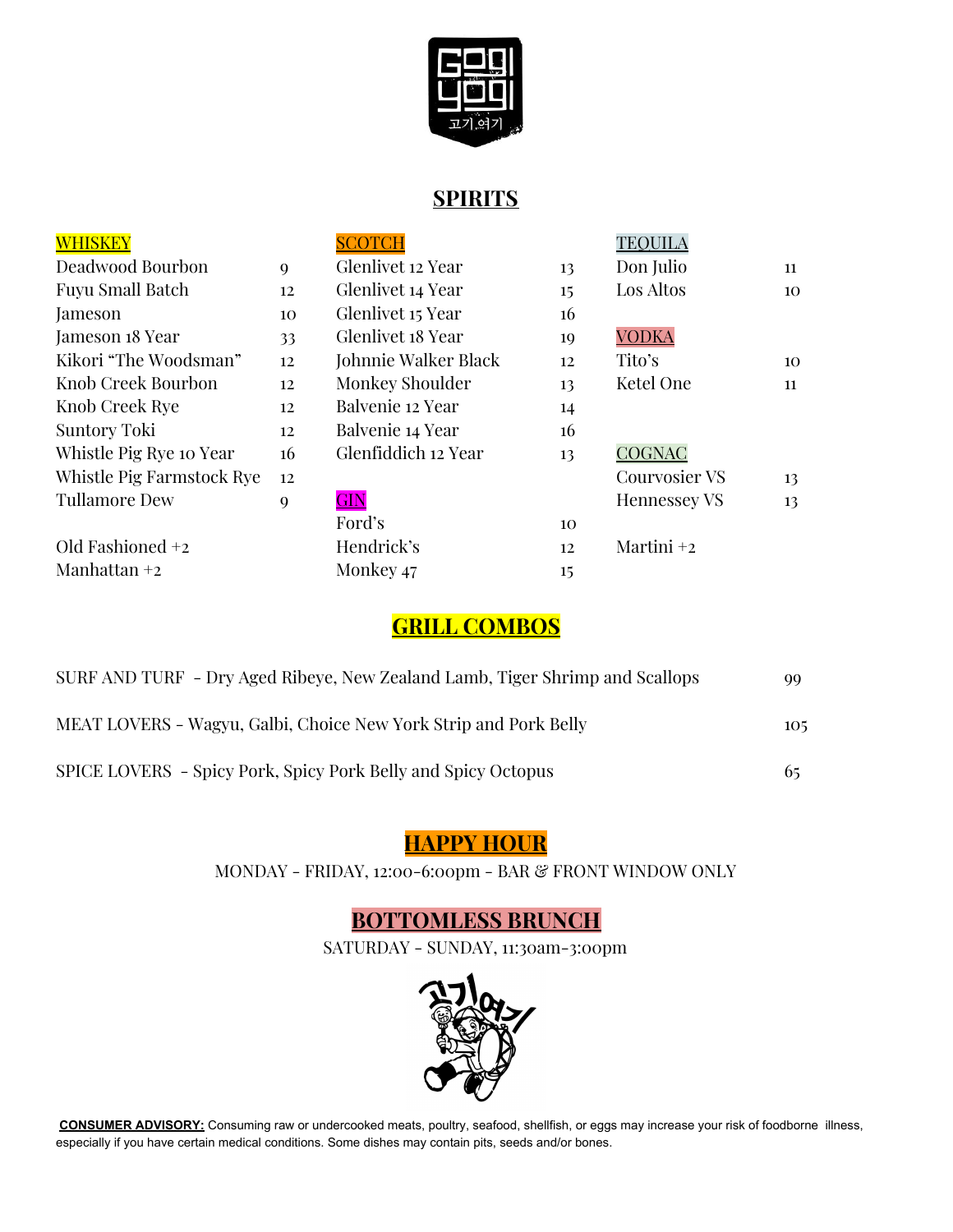## SPIRITS

**WHISKEY**

| | |
|---|---|
| Deadwood Bourbon | 9 |
| Fuyu Small Batch | 12 |
| Jameson | 10 |
| Jameson 18 Year | 33 |
| Kikori "The Woodsman" | 12 |
| Knob Creek Bourbon | 12 |
| Knob Creek Rye | 12 |
| Suntory Toki | 12 |
| Whistle Pig Rye 10 Year | 16 |
| Whistle Pig Farmstock Rye | 12 |
| Tullamore Dew | 9 |

Old Fashioned +2
Manhattan +2

**SCOTCH**

| | |
|---|---|
| Glenlivet 12 Year | 13 |
| Glenlivet 14 Year | 15 |
| Glenlivet 15 Year | 16 |
| Glenlivet 18 Year | 19 |
| Johnnie Walker Black | 12 |
| Monkey Shoulder | 13 |
| Balvenie 12 Year | 14 |
| Balvenie 14 Year | 16 |
| Glenfiddich 12 Year | 13 |

**GIN**

| | |
|---|---|
| Ford's | 10 |
| Hendrick's | 12 |
| Monkey 47 | 15 |

**TEQUILA**

| | |
|---|---|
| Don Julio | 11 |
| Los Altos | 10 |

**VODKA**

| | |
|---|---|
| Tito's | 10 |
| Ketel One | 11 |

**COGNAC**

| | |
|---|---|
| Courvosier VS | 13 |
| Hennessey VS | 13 |

Martini +2

## GRILL COMBOS

| | |
|---|---|
| SURF AND TURF - Dry Aged Ribeye, New Zealand Lamb, Tiger Shrimp and Scallops | 99 |
| MEAT LOVERS - Wagyu, Galbi, Choice New York Strip and Pork Belly | 105 |
| SPICE LOVERS - Spicy Pork, Spicy Pork Belly and Spicy Octopus | 65 |

## HAPPY HOUR

MONDAY - FRIDAY, 12:00-6:00pm - BAR & FRONT WINDOW ONLY

## BOTTOMLESS BRUNCH

SATURDAY - SUNDAY, 11:30am-3:00pm

**CONSUMER ADVISORY:** Consuming raw or undercooked meats, poultry, seafood, shellfish, or eggs may increase your risk of foodborne illness, especially if you have certain medical conditions. Some dishes may contain pits, seeds and/or bones.